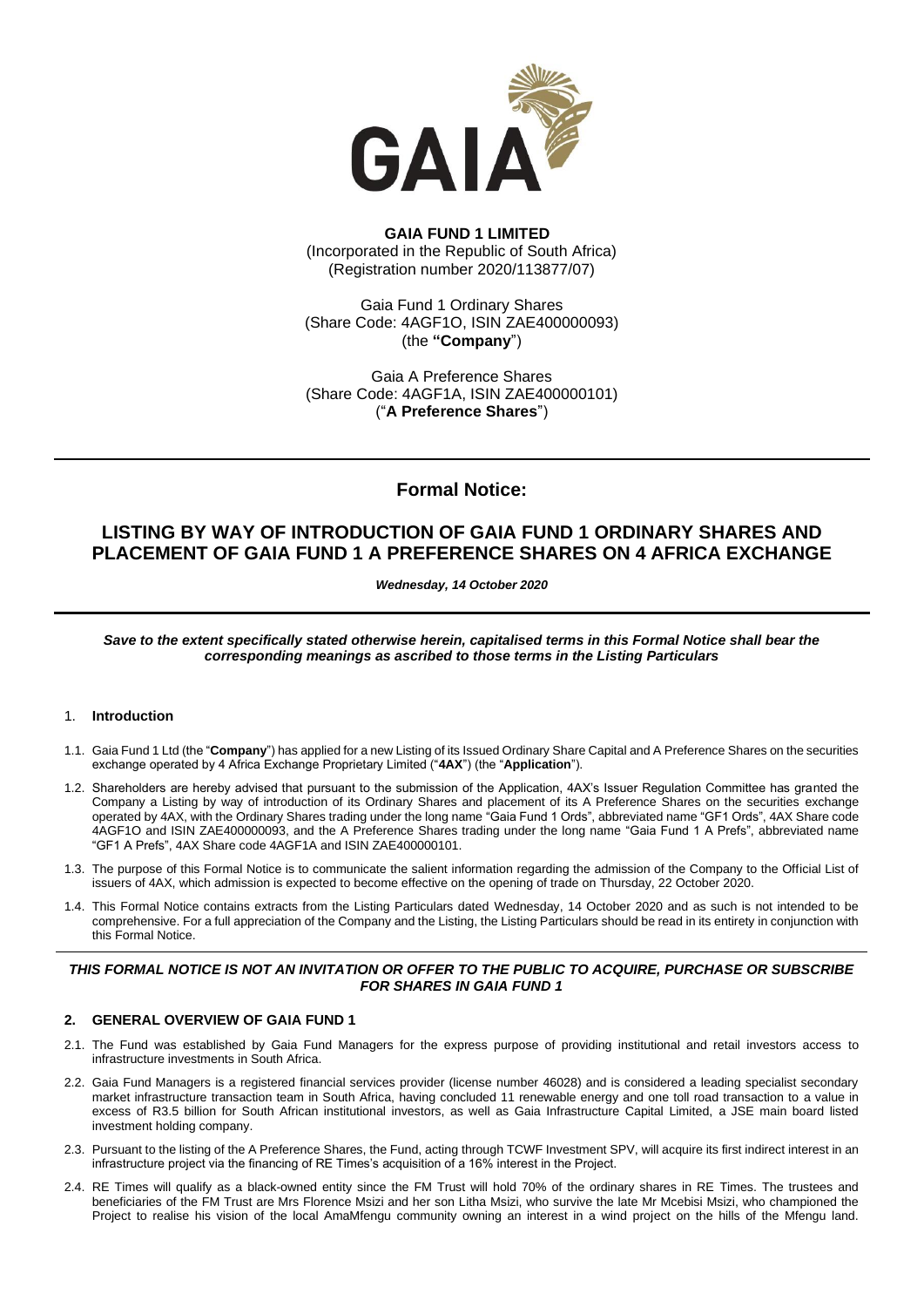**GAIA FUND 1 LIMITED**
(Incorporated in the Republic of South Africa)
(Registration number 2020/113877/07)

Gaia Fund 1 Ordinary Shares
(Share Code: 4AGF1O, ISIN ZAE400000093)
(the **"Company"**)

Gaia A Preference Shares
(Share Code: 4AGF1A, ISIN ZAE400000101)
("**A Preference Shares**")

# Formal Notice:

# LISTING BY WAY OF INTRODUCTION OF GAIA FUND 1 ORDINARY SHARES AND PLACEMENT OF GAIA FUND 1 A PREFERENCE SHARES ON 4 AFRICA EXCHANGE

***Wednesday, 14 October 2020***

***Save to the extent specifically stated otherwise herein, capitalised terms in this Formal Notice shall bear the corresponding meanings as ascribed to those terms in the Listing Particulars***

## 1. **Introduction**

1.1. Gaia Fund 1 Ltd (the "**Company**") has applied for a new Listing of its Issued Ordinary Share Capital and A Preference Shares on the securities exchange operated by 4 Africa Exchange Proprietary Limited ("**4AX**") (the "**Application**").

1.2. Shareholders are hereby advised that pursuant to the submission of the Application, 4AX's Issuer Regulation Committee has granted the Company a Listing by way of introduction of its Ordinary Shares and placement of its A Preference Shares on the securities exchange operated by 4AX, with the Ordinary Shares trading under the long name "Gaia Fund 1 Ords", abbreviated name "GF1 Ords", 4AX Share code 4AGF1O and ISIN ZAE400000093, and the A Preference Shares trading under the long name "Gaia Fund 1 A Prefs", abbreviated name "GF1 A Prefs", 4AX Share code 4AGF1A and ISIN ZAE400000101.

1.3. The purpose of this Formal Notice is to communicate the salient information regarding the admission of the Company to the Official List of issuers of 4AX, which admission is expected to become effective on the opening of trade on Thursday, 22 October 2020.

1.4. This Formal Notice contains extracts from the Listing Particulars dated Wednesday, 14 October 2020 and as such is not intended to be comprehensive. For a full appreciation of the Company and the Listing, the Listing Particulars should be read in its entirety in conjunction with this Formal Notice.

***THIS FORMAL NOTICE IS NOT AN INVITATION OR OFFER TO THE PUBLIC TO ACQUIRE, PURCHASE OR SUBSCRIBE FOR SHARES IN GAIA FUND 1***

## **2. GENERAL OVERVIEW OF GAIA FUND 1**

2.1. The Fund was established by Gaia Fund Managers for the express purpose of providing institutional and retail investors access to infrastructure investments in South Africa.

2.2. Gaia Fund Managers is a registered financial services provider (license number 46028) and is considered a leading specialist secondary market infrastructure transaction team in South Africa, having concluded 11 renewable energy and one toll road transaction to a value in excess of R3.5 billion for South African institutional investors, as well as Gaia Infrastructure Capital Limited, a JSE main board listed investment holding company.

2.3. Pursuant to the listing of the A Preference Shares, the Fund, acting through TCWF Investment SPV, will acquire its first indirect interest in an infrastructure project via the financing of RE Times's acquisition of a 16% interest in the Project.

2.4. RE Times will qualify as a black-owned entity since the FM Trust will hold 70% of the ordinary shares in RE Times. The trustees and beneficiaries of the FM Trust are Mrs Florence Msizi and her son Litha Msizi, who survive the late Mr Mcebisi Msizi, who championed the Project to realise his vision of the local AmaMfengu community owning an interest in a wind project on the hills of the Mfengu land.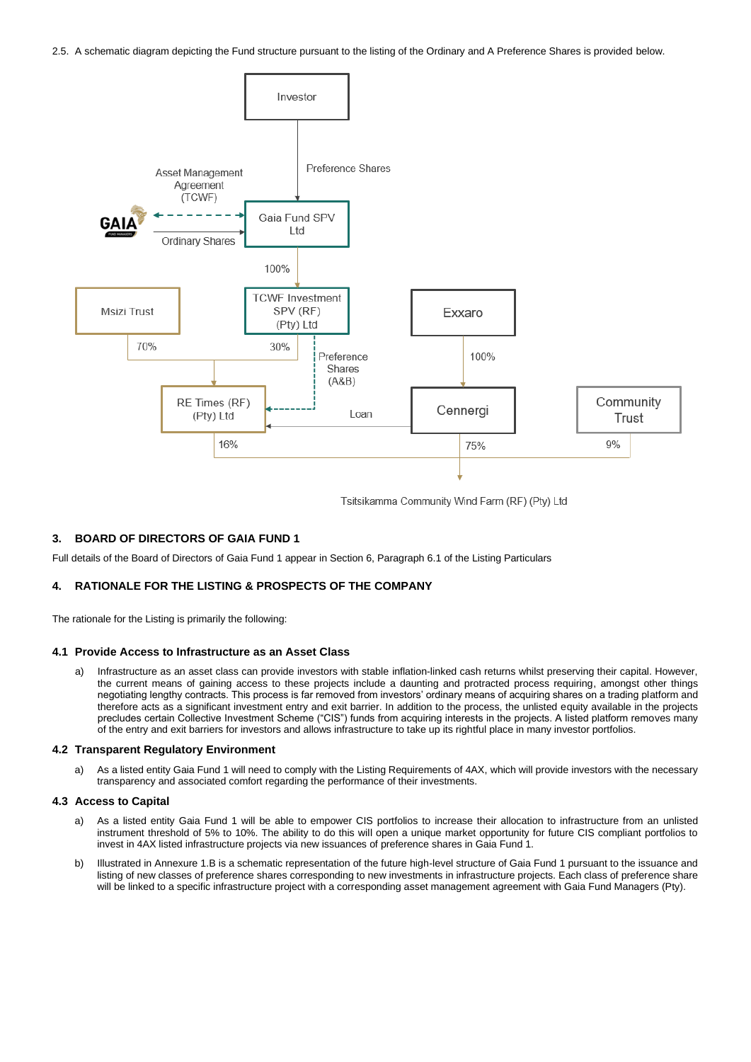2.5. A schematic diagram depicting the Fund structure pursuant to the listing of the Ordinary and A Preference Shares is provided below.

Investor

Preference Shares

Asset Management Agreement (TCWF)

GAIA

Ordinary Shares

Gaia Fund SPV Ltd

100%

Msizi Trust

TCWF Investment SPV (RF) (Pty) Ltd

Exxaro

70%

30%

Preference Shares (A&B)

100%

RE Times (RF) (Pty) Ltd

Loan

Cennergi

Community Trust

16%

75%

9%

Tsitsikamma Community Wind Farm (RF) (Pty) Ltd

## 3. BOARD OF DIRECTORS OF GAIA FUND 1

Full details of the Board of Directors of Gaia Fund 1 appear in Section 6, Paragraph 6.1 of the Listing Particulars

## 4. RATIONALE FOR THE LISTING & PROSPECTS OF THE COMPANY

The rationale for the Listing is primarily the following:

### 4.1 Provide Access to Infrastructure as an Asset Class

a) Infrastructure as an asset class can provide investors with stable inflation-linked cash returns whilst preserving their capital. However, the current means of gaining access to these projects include a daunting and protracted process requiring, amongst other things negotiating lengthy contracts. This process is far removed from investors' ordinary means of acquiring shares on a trading platform and therefore acts as a significant investment entry and exit barrier. In addition to the process, the unlisted equity available in the projects precludes certain Collective Investment Scheme ("CIS") funds from acquiring interests in the projects. A listed platform removes many of the entry and exit barriers for investors and allows infrastructure to take up its rightful place in many investor portfolios.

### 4.2 Transparent Regulatory Environment

a) As a listed entity Gaia Fund 1 will need to comply with the Listing Requirements of 4AX, which will provide investors with the necessary transparency and associated comfort regarding the performance of their investments.

### 4.3 Access to Capital

a) As a listed entity Gaia Fund 1 will be able to empower CIS portfolios to increase their allocation to infrastructure from an unlisted instrument threshold of 5% to 10%. The ability to do this will open a unique market opportunity for future CIS compliant portfolios to invest in 4AX listed infrastructure projects via new issuances of preference shares in Gaia Fund 1.

b) Illustrated in Annexure 1.B is a schematic representation of the future high-level structure of Gaia Fund 1 pursuant to the issuance and listing of new classes of preference shares corresponding to new investments in infrastructure projects. Each class of preference share will be linked to a specific infrastructure project with a corresponding asset management agreement with Gaia Fund Managers (Pty).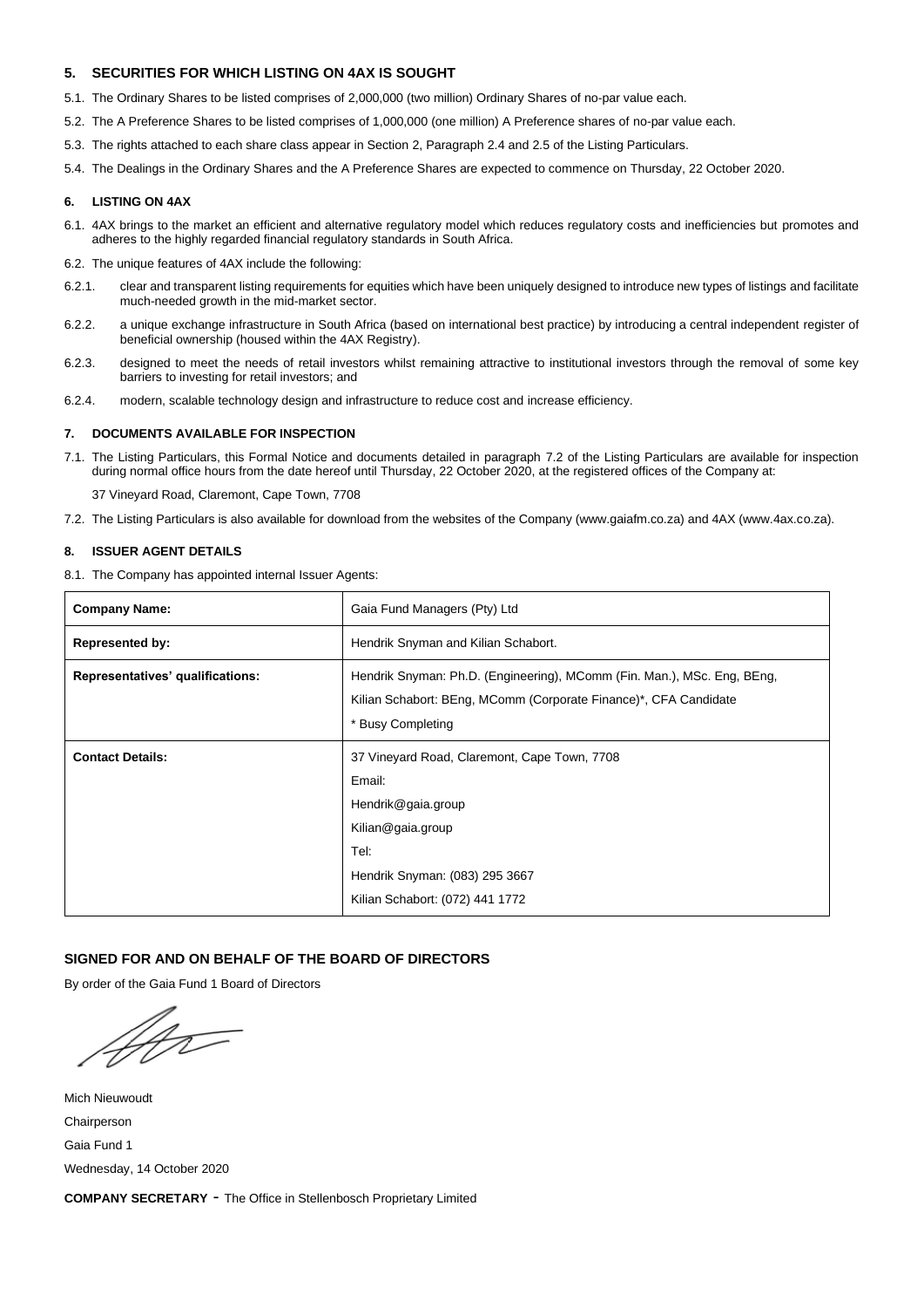## 5. SECURITIES FOR WHICH LISTING ON 4AX IS SOUGHT

5.1. The Ordinary Shares to be listed comprises of 2,000,000 (two million) Ordinary Shares of no-par value each.

5.2. The A Preference Shares to be listed comprises of 1,000,000 (one million) A Preference shares of no-par value each.

5.3. The rights attached to each share class appear in Section 2, Paragraph 2.4 and 2.5 of the Listing Particulars.

5.4. The Dealings in the Ordinary Shares and the A Preference Shares are expected to commence on Thursday, 22 October 2020.

### 6. LISTING ON 4AX

6.1. 4AX brings to the market an efficient and alternative regulatory model which reduces regulatory costs and inefficiencies but promotes and adheres to the highly regarded financial regulatory standards in South Africa.

6.2. The unique features of 4AX include the following:

6.2.1. clear and transparent listing requirements for equities which have been uniquely designed to introduce new types of listings and facilitate much-needed growth in the mid-market sector.

6.2.2. a unique exchange infrastructure in South Africa (based on international best practice) by introducing a central independent register of beneficial ownership (housed within the 4AX Registry).

6.2.3. designed to meet the needs of retail investors whilst remaining attractive to institutional investors through the removal of some key barriers to investing for retail investors; and

6.2.4. modern, scalable technology design and infrastructure to reduce cost and increase efficiency.

### 7. DOCUMENTS AVAILABLE FOR INSPECTION

7.1. The Listing Particulars, this Formal Notice and documents detailed in paragraph 7.2 of the Listing Particulars are available for inspection during normal office hours from the date hereof until Thursday, 22 October 2020, at the registered offices of the Company at:

37 Vineyard Road, Claremont, Cape Town, 7708

7.2. The Listing Particulars is also available for download from the websites of the Company (www.gaiafm.co.za) and 4AX (www.4ax.co.za).

### 8. ISSUER AGENT DETAILS

8.1. The Company has appointed internal Issuer Agents:

| | |
|---|---|
| **Company Name:** | Gaia Fund Managers (Pty) Ltd |
| **Represented by:** | Hendrik Snyman and Kilian Schabort. |
| **Representatives' qualifications:** | Hendrik Snyman: Ph.D. (Engineering), MComm (Fin. Man.), MSc. Eng, BEng,<br>Kilian Schabort: BEng, MComm (Corporate Finance)*, CFA Candidate<br>* Busy Completing |
| **Contact Details:** | 37 Vineyard Road, Claremont, Cape Town, 7708<br>Email:<br>Hendrik@gaia.group<br>Kilian@gaia.group<br>Tel:<br>Hendrik Snyman: (083) 295 3667<br>Kilian Schabort: (072) 441 1772 |

## SIGNED FOR AND ON BEHALF OF THE BOARD OF DIRECTORS

By order of the Gaia Fund 1 Board of Directors

Mich Nieuwoudt

Chairperson

Gaia Fund 1

Wednesday, 14 October 2020

**COMPANY SECRETARY** - The Office in Stellenbosch Proprietary Limited